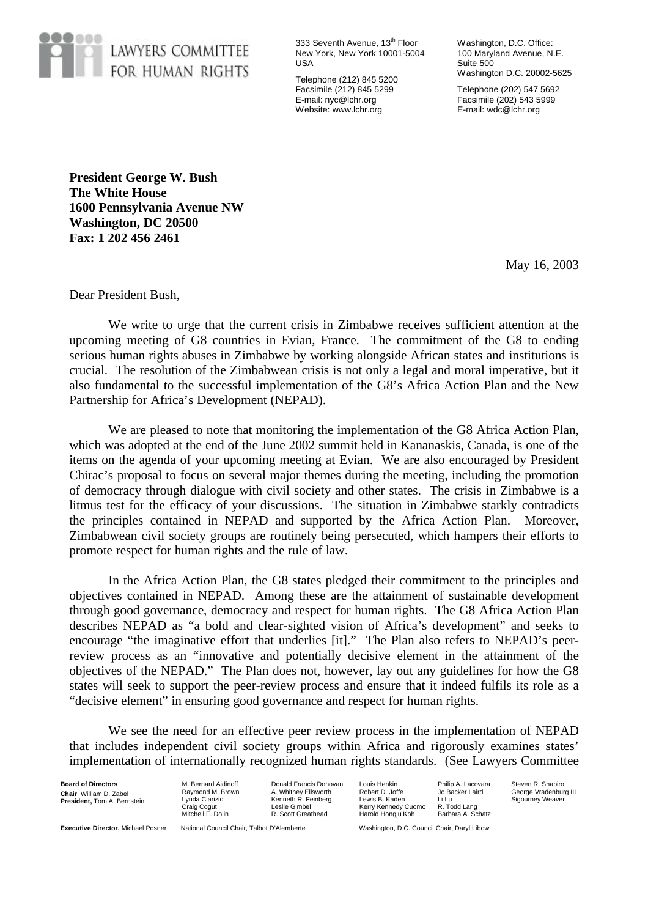LAWYERS COMMITTEE FOR HUMAN RIGHTS

333 Seventh Avenue, 13th Floor
New York, New York 10001-5004
USA

Telephone (212) 845 5200
Facsimile (212) 845 5299
E-mail: nyc@lchr.org
Website: www.lchr.org

Washington, D.C. Office:
100 Maryland Avenue, N.E.
Suite 500
Washington D.C. 20002-5625

Telephone (202) 547 5692
Facsimile (202) 543 5999
E-mail: wdc@lchr.org

**President George W. Bush**
**The White House**
**1600 Pennsylvania Avenue NW**
**Washington, DC 20500**
**Fax: 1 202 456 2461**

May 16, 2003

Dear President Bush,

We write to urge that the current crisis in Zimbabwe receives sufficient attention at the upcoming meeting of G8 countries in Evian, France. The commitment of the G8 to ending serious human rights abuses in Zimbabwe by working alongside African states and institutions is crucial. The resolution of the Zimbabwean crisis is not only a legal and moral imperative, but it also fundamental to the successful implementation of the G8's Africa Action Plan and the New Partnership for Africa's Development (NEPAD).

We are pleased to note that monitoring the implementation of the G8 Africa Action Plan, which was adopted at the end of the June 2002 summit held in Kananaskis, Canada, is one of the items on the agenda of your upcoming meeting at Evian. We are also encouraged by President Chirac's proposal to focus on several major themes during the meeting, including the promotion of democracy through dialogue with civil society and other states. The crisis in Zimbabwe is a litmus test for the efficacy of your discussions. The situation in Zimbabwe starkly contradicts the principles contained in NEPAD and supported by the Africa Action Plan. Moreover, Zimbabwean civil society groups are routinely being persecuted, which hampers their efforts to promote respect for human rights and the rule of law.

In the Africa Action Plan, the G8 states pledged their commitment to the principles and objectives contained in NEPAD. Among these are the attainment of sustainable development through good governance, democracy and respect for human rights. The G8 Africa Action Plan describes NEPAD as "a bold and clear-sighted vision of Africa's development" and seeks to encourage "the imaginative effort that underlies [it]." The Plan also refers to NEPAD's peer-review process as an "innovative and potentially decisive element in the attainment of the objectives of the NEPAD." The Plan does not, however, lay out any guidelines for how the G8 states will seek to support the peer-review process and ensure that it indeed fulfils its role as a "decisive element" in ensuring good governance and respect for human rights.

We see the need for an effective peer review process in the implementation of NEPAD that includes independent civil society groups within Africa and rigorously examines states' implementation of internationally recognized human rights standards. (See Lawyers Committee

**Board of Directors**
**Chair**, William D. Zabel
**President,** Tom A. Bernstein

M. Bernard Aidinoff, Raymond M. Brown, Lynda Clarizio, Craig Cogut, Mitchell F. Dolin, Donald Francis Donovan, A. Whitney Ellsworth, Kenneth R. Feinberg, Leslie Gimbel, R. Scott Greathead, Louis Henkin, Robert D. Joffe, Lewis B. Kaden, Kerry Kennedy Cuomo, Harold Hongju Koh, Philip A. Lacovara, Jo Backer Laird, Li Lu, R. Todd Lang, Barbara A. Schatz, Steven R. Shapiro, George Vradenburg III, Sigourney Weaver

**Executive Director,** Michael Posner — National Council Chair, Talbot D'Alemberte — Washington, D.C. Council Chair, Daryl Libow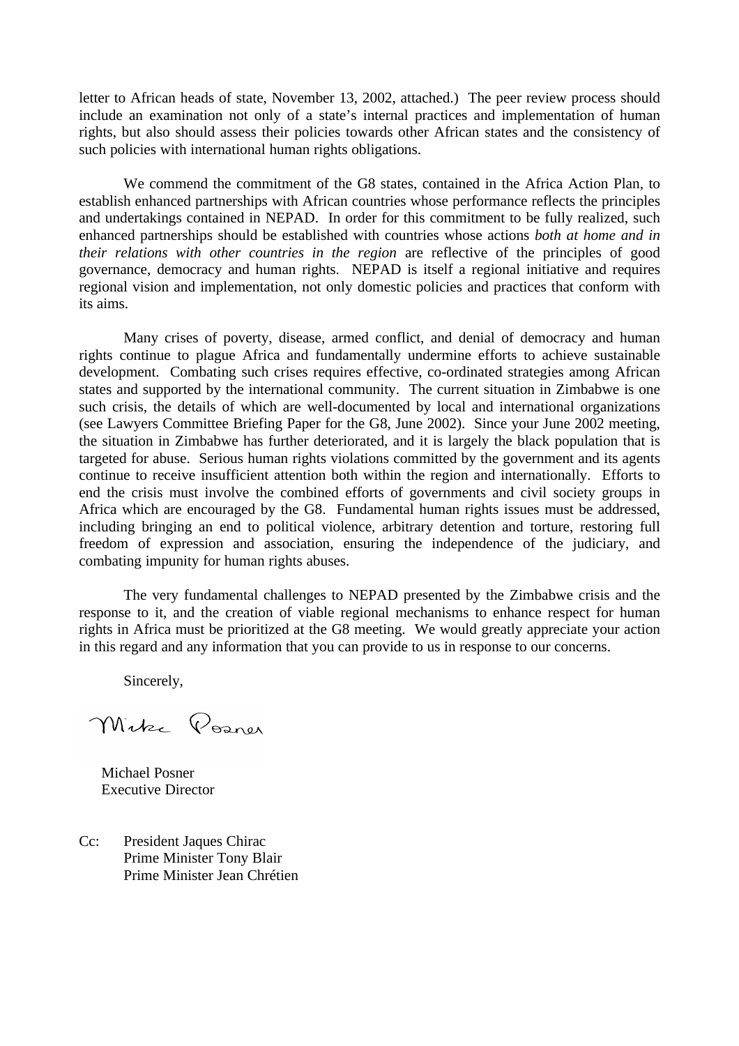letter to African heads of state, November 13, 2002, attached.) The peer review process should include an examination not only of a state's internal practices and implementation of human rights, but also should assess their policies towards other African states and the consistency of such policies with international human rights obligations.

We commend the commitment of the G8 states, contained in the Africa Action Plan, to establish enhanced partnerships with African countries whose performance reflects the principles and undertakings contained in NEPAD. In order for this commitment to be fully realized, such enhanced partnerships should be established with countries whose actions *both at home and in their relations with other countries in the region* are reflective of the principles of good governance, democracy and human rights. NEPAD is itself a regional initiative and requires regional vision and implementation, not only domestic policies and practices that conform with its aims.

Many crises of poverty, disease, armed conflict, and denial of democracy and human rights continue to plague Africa and fundamentally undermine efforts to achieve sustainable development. Combating such crises requires effective, co-ordinated strategies among African states and supported by the international community. The current situation in Zimbabwe is one such crisis, the details of which are well-documented by local and international organizations (see Lawyers Committee Briefing Paper for the G8, June 2002). Since your June 2002 meeting, the situation in Zimbabwe has further deteriorated, and it is largely the black population that is targeted for abuse. Serious human rights violations committed by the government and its agents continue to receive insufficient attention both within the region and internationally. Efforts to end the crisis must involve the combined efforts of governments and civil society groups in Africa which are encouraged by the G8. Fundamental human rights issues must be addressed, including bringing an end to political violence, arbitrary detention and torture, restoring full freedom of expression and association, ensuring the independence of the judiciary, and combating impunity for human rights abuses.

The very fundamental challenges to NEPAD presented by the Zimbabwe crisis and the response to it, and the creation of viable regional mechanisms to enhance respect for human rights in Africa must be prioritized at the G8 meeting. We would greatly appreciate your action in this regard and any information that you can provide to us in response to our concerns.

Sincerely,

Mike Posner

Michael Posner
Executive Director

Cc: President Jaques Chirac
Prime Minister Tony Blair
Prime Minister Jean Chrétien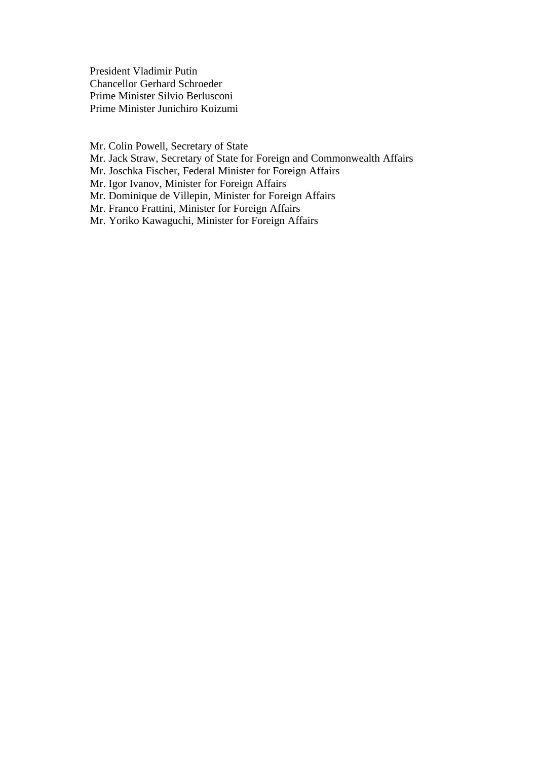President Vladimir Putin
Chancellor Gerhard Schroeder
Prime Minister Silvio Berlusconi
Prime Minister Junichiro Koizumi

Mr. Colin Powell, Secretary of State
Mr. Jack Straw, Secretary of State for Foreign and Commonwealth Affairs
Mr. Joschka Fischer, Federal Minister for Foreign Affairs
Mr. Igor Ivanov, Minister for Foreign Affairs
Mr. Dominique de Villepin, Minister for Foreign Affairs
Mr. Franco Frattini, Minister for Foreign Affairs
Mr. Yoriko Kawaguchi, Minister for Foreign Affairs